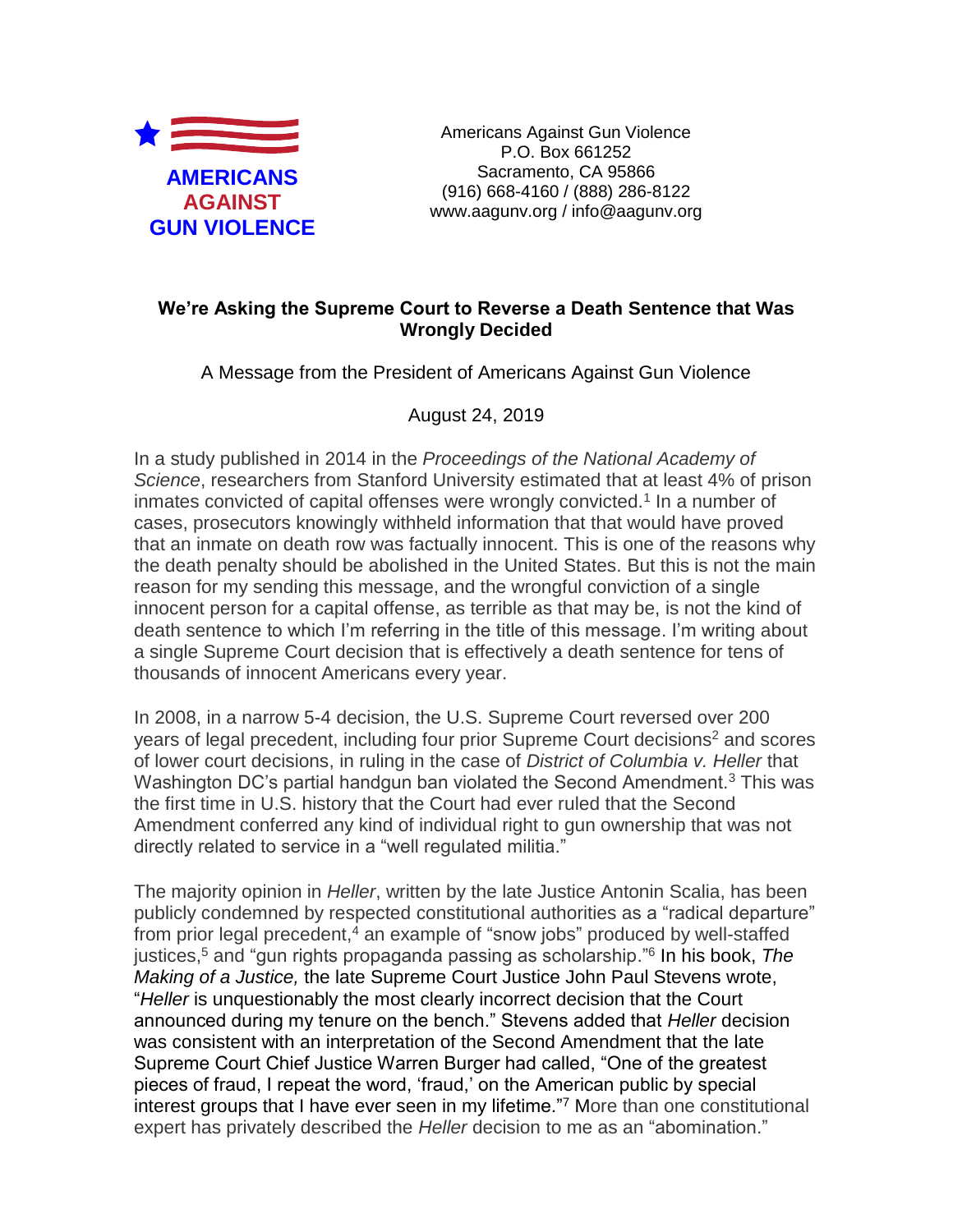**AMERICANS AGAINST GUN VIOLENCE**

Americans Against Gun Violence
P.O. Box 661252
Sacramento, CA 95866
(916) 668-4160 / (888) 286-8122
www.aagunv.org / info@aagunv.org

## We're Asking the Supreme Court to Reverse a Death Sentence that Was Wrongly Decided

A Message from the President of Americans Against Gun Violence

August 24, 2019

In a study published in 2014 in the *Proceedings of the National Academy of Science*, researchers from Stanford University estimated that at least 4% of prison inmates convicted of capital offenses were wrongly convicted.[1] In a number of cases, prosecutors knowingly withheld information that that would have proved that an inmate on death row was factually innocent. This is one of the reasons why the death penalty should be abolished in the United States. But this is not the main reason for my sending this message, and the wrongful conviction of a single innocent person for a capital offense, as terrible as that may be, is not the kind of death sentence to which I'm referring in the title of this message. I'm writing about a single Supreme Court decision that is effectively a death sentence for tens of thousands of innocent Americans every year.

In 2008, in a narrow 5-4 decision, the U.S. Supreme Court reversed over 200 years of legal precedent, including four prior Supreme Court decisions[2] and scores of lower court decisions, in ruling in the case of *District of Columbia v. Heller* that Washington DC's partial handgun ban violated the Second Amendment.[3] This was the first time in U.S. history that the Court had ever ruled that the Second Amendment conferred any kind of individual right to gun ownership that was not directly related to service in a "well regulated militia."

The majority opinion in *Heller*, written by the late Justice Antonin Scalia, has been publicly condemned by respected constitutional authorities as a "radical departure" from prior legal precedent,[4] an example of "snow jobs" produced by well-staffed justices,[5] and "gun rights propaganda passing as scholarship."[6] In his book, *The Making of a Justice,* the late Supreme Court Justice John Paul Stevens wrote, "*Heller* is unquestionably the most clearly incorrect decision that the Court announced during my tenure on the bench." Stevens added that *Heller* decision was consistent with an interpretation of the Second Amendment that the late Supreme Court Chief Justice Warren Burger had called, "One of the greatest pieces of fraud, I repeat the word, 'fraud,' on the American public by special interest groups that I have ever seen in my lifetime."[7] More than one constitutional expert has privately described the *Heller* decision to me as an "abomination."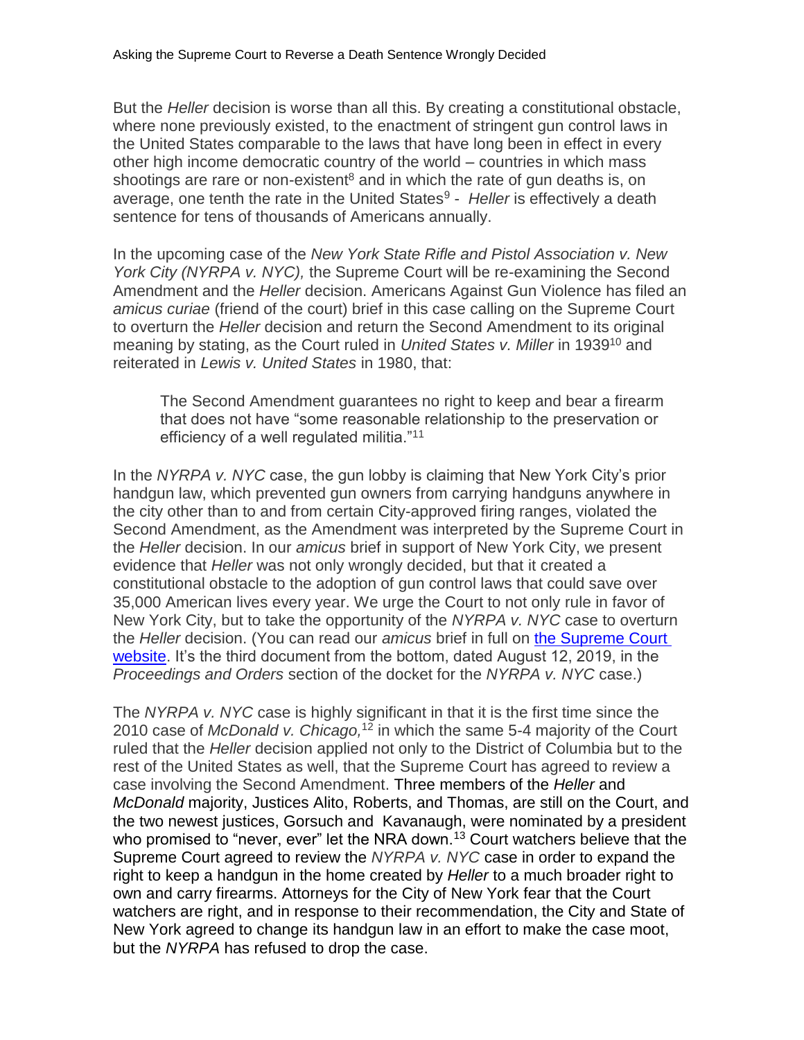But the *Heller* decision is worse than all this. By creating a constitutional obstacle, where none previously existed, to the enactment of stringent gun control laws in the United States comparable to the laws that have long been in effect in every other high income democratic country of the world – countries in which mass shootings are rare or non-existent[8] and in which the rate of gun deaths is, on average, one tenth the rate in the United States[9] - *Heller* is effectively a death sentence for tens of thousands of Americans annually.

In the upcoming case of the *New York State Rifle and Pistol Association v. New York City (NYRPA v. NYC),* the Supreme Court will be re-examining the Second Amendment and the *Heller* decision. Americans Against Gun Violence has filed an *amicus curiae* (friend of the court) brief in this case calling on the Supreme Court to overturn the *Heller* decision and return the Second Amendment to its original meaning by stating, as the Court ruled in *United States v. Miller* in 1939[10] and reiterated in *Lewis v. United States* in 1980, that:

> The Second Amendment guarantees no right to keep and bear a firearm that does not have "some reasonable relationship to the preservation or efficiency of a well regulated militia."[11]

In the *NYRPA v. NYC* case, the gun lobby is claiming that New York City's prior handgun law, which prevented gun owners from carrying handguns anywhere in the city other than to and from certain City-approved firing ranges, violated the Second Amendment, as the Amendment was interpreted by the Supreme Court in the *Heller* decision. In our *amicus* brief in support of New York City, we present evidence that *Heller* was not only wrongly decided, but that it created a constitutional obstacle to the adoption of gun control laws that could save over 35,000 American lives every year. We urge the Court to not only rule in favor of New York City, but to take the opportunity of the *NYRPA v. NYC* case to overturn the *Heller* decision. (You can read our *amicus* brief in full on the Supreme Court website. It's the third document from the bottom, dated August 12, 2019, in the *Proceedings and Orders* section of the docket for the *NYRPA v. NYC* case.)

The *NYRPA v. NYC* case is highly significant in that it is the first time since the 2010 case of *McDonald v. Chicago,*[12] in which the same 5-4 majority of the Court ruled that the *Heller* decision applied not only to the District of Columbia but to the rest of the United States as well, that the Supreme Court has agreed to review a case involving the Second Amendment. Three members of the *Heller* and *McDonald* majority, Justices Alito, Roberts, and Thomas, are still on the Court, and the two newest justices, Gorsuch and Kavanaugh, were nominated by a president who promised to "never, ever" let the NRA down.[13] Court watchers believe that the Supreme Court agreed to review the *NYRPA v. NYC* case in order to expand the right to keep a handgun in the home created by *Heller* to a much broader right to own and carry firearms. Attorneys for the City of New York fear that the Court watchers are right, and in response to their recommendation, the City and State of New York agreed to change its handgun law in an effort to make the case moot, but the *NYRPA* has refused to drop the case.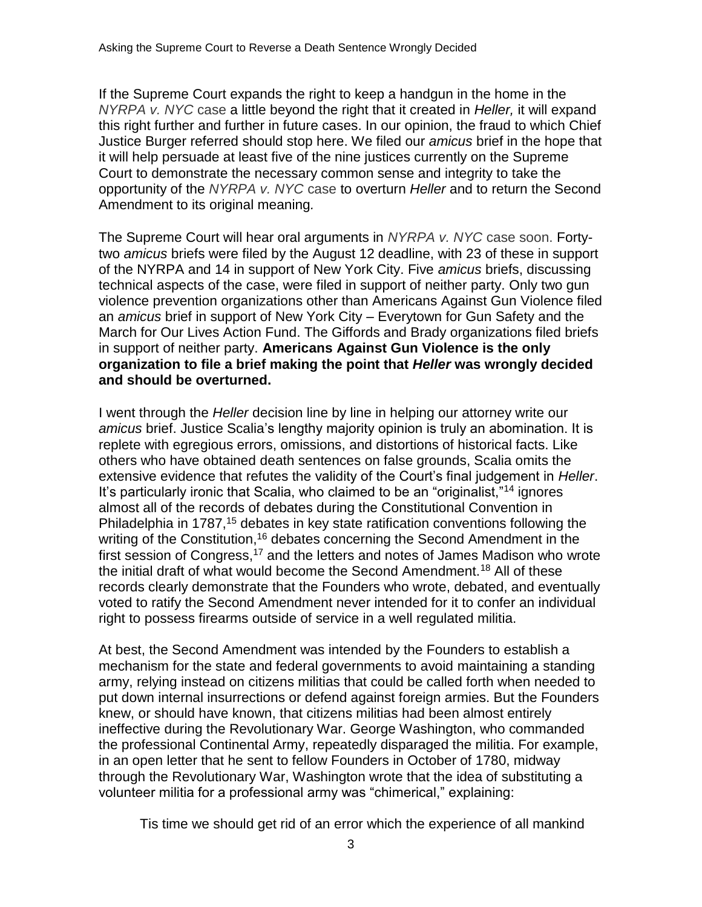If the Supreme Court expands the right to keep a handgun in the home in the *NYRPA v. NYC* case a little beyond the right that it created in *Heller,* it will expand this right further and further in future cases. In our opinion, the fraud to which Chief Justice Burger referred should stop here. We filed our *amicus* brief in the hope that it will help persuade at least five of the nine justices currently on the Supreme Court to demonstrate the necessary common sense and integrity to take the opportunity of the *NYRPA v. NYC* case to overturn *Heller* and to return the Second Amendment to its original meaning.

The Supreme Court will hear oral arguments in *NYRPA v. NYC* case soon. Forty-two *amicus* briefs were filed by the August 12 deadline, with 23 of these in support of the NYRPA and 14 in support of New York City. Five *amicus* briefs, discussing technical aspects of the case, were filed in support of neither party. Only two gun violence prevention organizations other than Americans Against Gun Violence filed an *amicus* brief in support of New York City – Everytown for Gun Safety and the March for Our Lives Action Fund. The Giffords and Brady organizations filed briefs in support of neither party. **Americans Against Gun Violence is the only organization to file a brief making the point that *Heller* was wrongly decided and should be overturned.**

I went through the *Heller* decision line by line in helping our attorney write our *amicus* brief. Justice Scalia's lengthy majority opinion is truly an abomination. It is replete with egregious errors, omissions, and distortions of historical facts. Like others who have obtained death sentences on false grounds, Scalia omits the extensive evidence that refutes the validity of the Court's final judgement in *Heller*. It's particularly ironic that Scalia, who claimed to be an "originalist,"[14] ignores almost all of the records of debates during the Constitutional Convention in Philadelphia in 1787,[15] debates in key state ratification conventions following the writing of the Constitution,[16] debates concerning the Second Amendment in the first session of Congress,[17] and the letters and notes of James Madison who wrote the initial draft of what would become the Second Amendment.[18] All of these records clearly demonstrate that the Founders who wrote, debated, and eventually voted to ratify the Second Amendment never intended for it to confer an individual right to possess firearms outside of service in a well regulated militia.

At best, the Second Amendment was intended by the Founders to establish a mechanism for the state and federal governments to avoid maintaining a standing army, relying instead on citizens militias that could be called forth when needed to put down internal insurrections or defend against foreign armies. But the Founders knew, or should have known, that citizens militias had been almost entirely ineffective during the Revolutionary War. George Washington, who commanded the professional Continental Army, repeatedly disparaged the militia. For example, in an open letter that he sent to fellow Founders in October of 1780, midway through the Revolutionary War, Washington wrote that the idea of substituting a volunteer militia for a professional army was "chimerical," explaining:

> Tis time we should get rid of an error which the experience of all mankind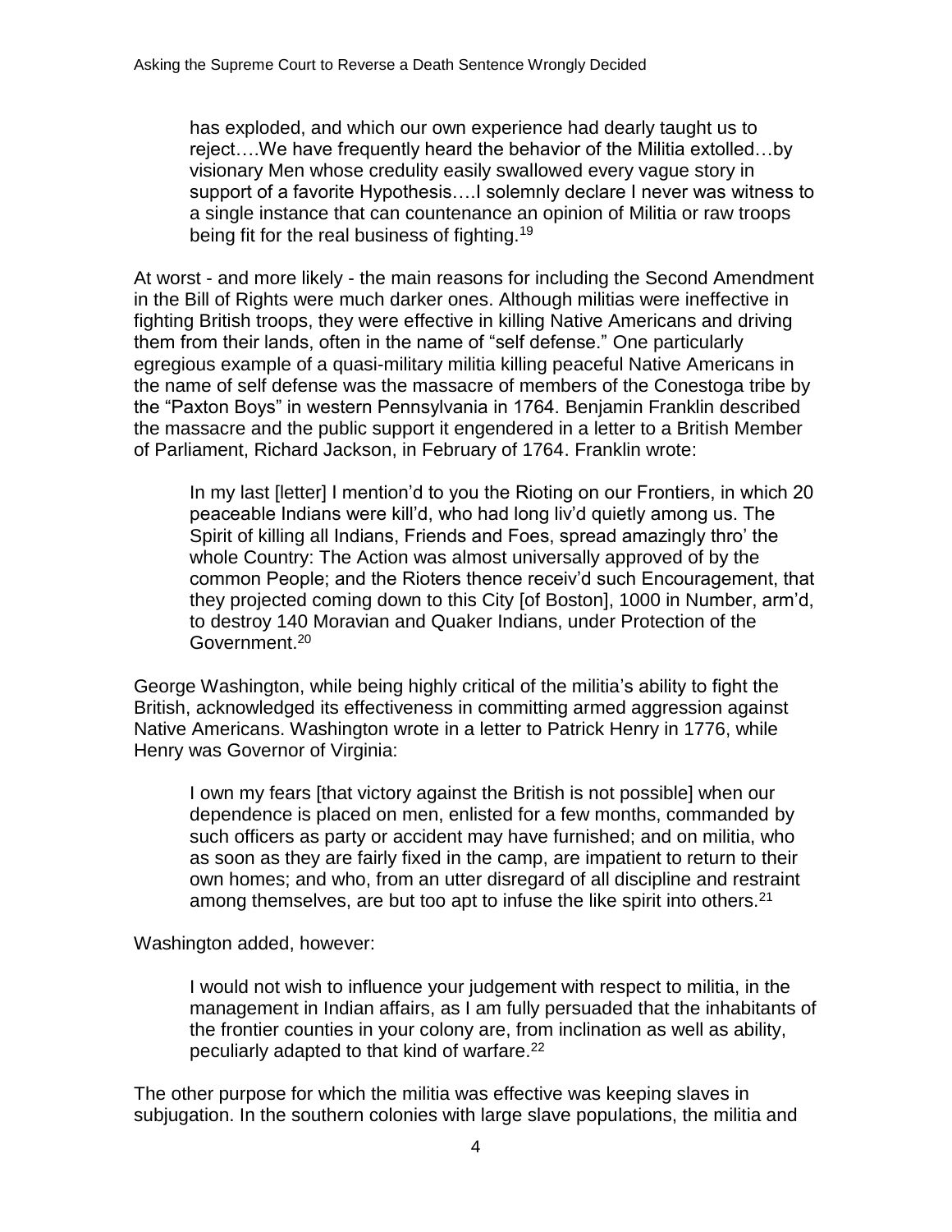> has exploded, and which our own experience had dearly taught us to reject….We have frequently heard the behavior of the Militia extolled…by visionary Men whose credulity easily swallowed every vague story in support of a favorite Hypothesis….I solemnly declare I never was witness to a single instance that can countenance an opinion of Militia or raw troops being fit for the real business of fighting.[19]

At worst - and more likely - the main reasons for including the Second Amendment in the Bill of Rights were much darker ones. Although militias were ineffective in fighting British troops, they were effective in killing Native Americans and driving them from their lands, often in the name of "self defense." One particularly egregious example of a quasi-military militia killing peaceful Native Americans in the name of self defense was the massacre of members of the Conestoga tribe by the "Paxton Boys" in western Pennsylvania in 1764. Benjamin Franklin described the massacre and the public support it engendered in a letter to a British Member of Parliament, Richard Jackson, in February of 1764. Franklin wrote:

> In my last [letter] I mention'd to you the Rioting on our Frontiers, in which 20 peaceable Indians were kill'd, who had long liv'd quietly among us. The Spirit of killing all Indians, Friends and Foes, spread amazingly thro' the whole Country: The Action was almost universally approved of by the common People; and the Rioters thence receiv'd such Encouragement, that they projected coming down to this City [of Boston], 1000 in Number, arm'd, to destroy 140 Moravian and Quaker Indians, under Protection of the Government.[20]

George Washington, while being highly critical of the militia's ability to fight the British, acknowledged its effectiveness in committing armed aggression against Native Americans. Washington wrote in a letter to Patrick Henry in 1776, while Henry was Governor of Virginia:

> I own my fears [that victory against the British is not possible] when our dependence is placed on men, enlisted for a few months, commanded by such officers as party or accident may have furnished; and on militia, who as soon as they are fairly fixed in the camp, are impatient to return to their own homes; and who, from an utter disregard of all discipline and restraint among themselves, are but too apt to infuse the like spirit into others.[21]

Washington added, however:

> I would not wish to influence your judgement with respect to militia, in the management in Indian affairs, as I am fully persuaded that the inhabitants of the frontier counties in your colony are, from inclination as well as ability, peculiarly adapted to that kind of warfare.[22]

The other purpose for which the militia was effective was keeping slaves in subjugation. In the southern colonies with large slave populations, the militia and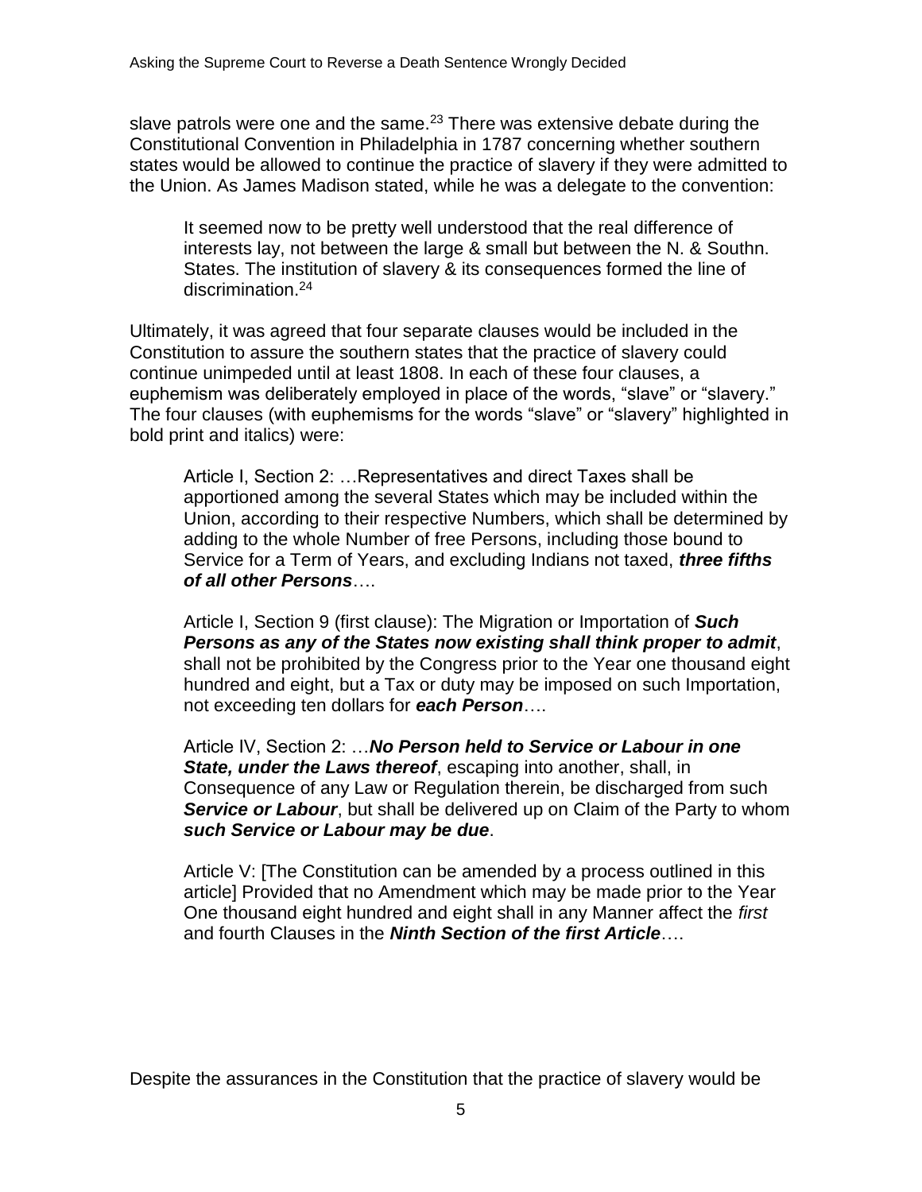slave patrols were one and the same.[23] There was extensive debate during the Constitutional Convention in Philadelphia in 1787 concerning whether southern states would be allowed to continue the practice of slavery if they were admitted to the Union. As James Madison stated, while he was a delegate to the convention:

> It seemed now to be pretty well understood that the real difference of interests lay, not between the large & small but between the N. & Southn. States. The institution of slavery & its consequences formed the line of discrimination.[24]

Ultimately, it was agreed that four separate clauses would be included in the Constitution to assure the southern states that the practice of slavery could continue unimpeded until at least 1808. In each of these four clauses, a euphemism was deliberately employed in place of the words, "slave" or "slavery." The four clauses (with euphemisms for the words "slave" or "slavery" highlighted in bold print and italics) were:

> Article I, Section 2: …Representatives and direct Taxes shall be apportioned among the several States which may be included within the Union, according to their respective Numbers, which shall be determined by adding to the whole Number of free Persons, including those bound to Service for a Term of Years, and excluding Indians not taxed, ***three fifths of all other Persons***….
>
> Article I, Section 9 (first clause): The Migration or Importation of ***Such Persons as any of the States now existing shall think proper to admit***, shall not be prohibited by the Congress prior to the Year one thousand eight hundred and eight, but a Tax or duty may be imposed on such Importation, not exceeding ten dollars for ***each Person***….
>
> Article IV, Section 2: …***No Person held to Service or Labour in one State, under the Laws thereof***, escaping into another, shall, in Consequence of any Law or Regulation therein, be discharged from such ***Service or Labour***, but shall be delivered up on Claim of the Party to whom ***such Service or Labour may be due***.
>
> Article V: [The Constitution can be amended by a process outlined in this article] Provided that no Amendment which may be made prior to the Year One thousand eight hundred and eight shall in any Manner affect the *first* and fourth Clauses in the ***Ninth Section of the first Article***….

Despite the assurances in the Constitution that the practice of slavery would be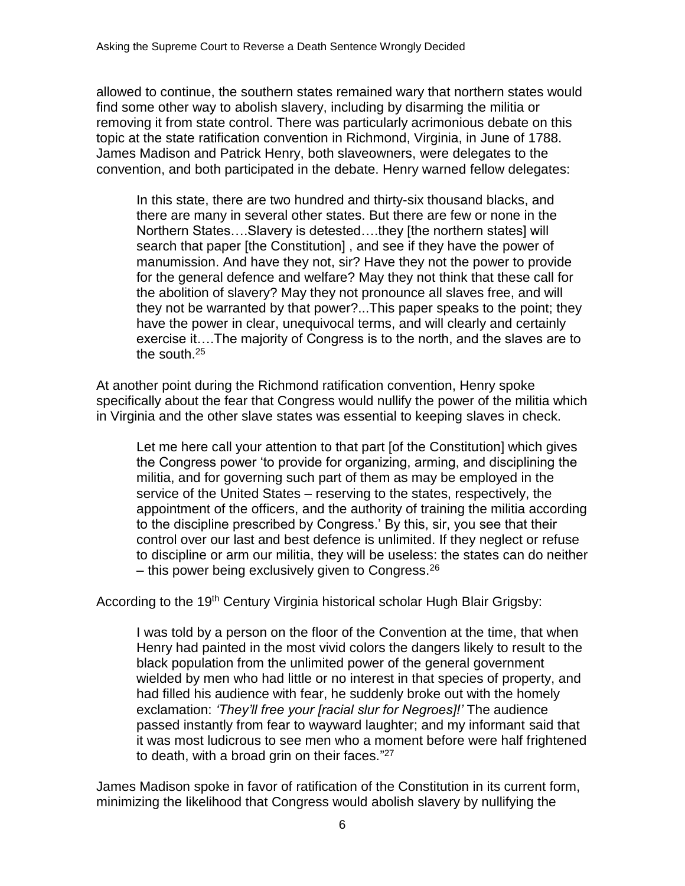allowed to continue, the southern states remained wary that northern states would find some other way to abolish slavery, including by disarming the militia or removing it from state control. There was particularly acrimonious debate on this topic at the state ratification convention in Richmond, Virginia, in June of 1788. James Madison and Patrick Henry, both slaveowners, were delegates to the convention, and both participated in the debate. Henry warned fellow delegates:

> In this state, there are two hundred and thirty-six thousand blacks, and there are many in several other states. But there are few or none in the Northern States….Slavery is detested….they [the northern states] will search that paper [the Constitution] , and see if they have the power of manumission. And have they not, sir? Have they not the power to provide for the general defence and welfare? May they not think that these call for the abolition of slavery? May they not pronounce all slaves free, and will they not be warranted by that power?...This paper speaks to the point; they have the power in clear, unequivocal terms, and will clearly and certainly exercise it….The majority of Congress is to the north, and the slaves are to the south.[25]

At another point during the Richmond ratification convention, Henry spoke specifically about the fear that Congress would nullify the power of the militia which in Virginia and the other slave states was essential to keeping slaves in check.

> Let me here call your attention to that part [of the Constitution] which gives the Congress power 'to provide for organizing, arming, and disciplining the militia, and for governing such part of them as may be employed in the service of the United States – reserving to the states, respectively, the appointment of the officers, and the authority of training the militia according to the discipline prescribed by Congress.' By this, sir, you see that their control over our last and best defence is unlimited. If they neglect or refuse to discipline or arm our militia, they will be useless: the states can do neither – this power being exclusively given to Congress.[26]

According to the 19th Century Virginia historical scholar Hugh Blair Grigsby:

> I was told by a person on the floor of the Convention at the time, that when Henry had painted in the most vivid colors the dangers likely to result to the black population from the unlimited power of the general government wielded by men who had little or no interest in that species of property, and had filled his audience with fear, he suddenly broke out with the homely exclamation: *'They'll free your [racial slur for Negroes]!'* The audience passed instantly from fear to wayward laughter; and my informant said that it was most ludicrous to see men who a moment before were half frightened to death, with a broad grin on their faces."[27]

James Madison spoke in favor of ratification of the Constitution in its current form, minimizing the likelihood that Congress would abolish slavery by nullifying the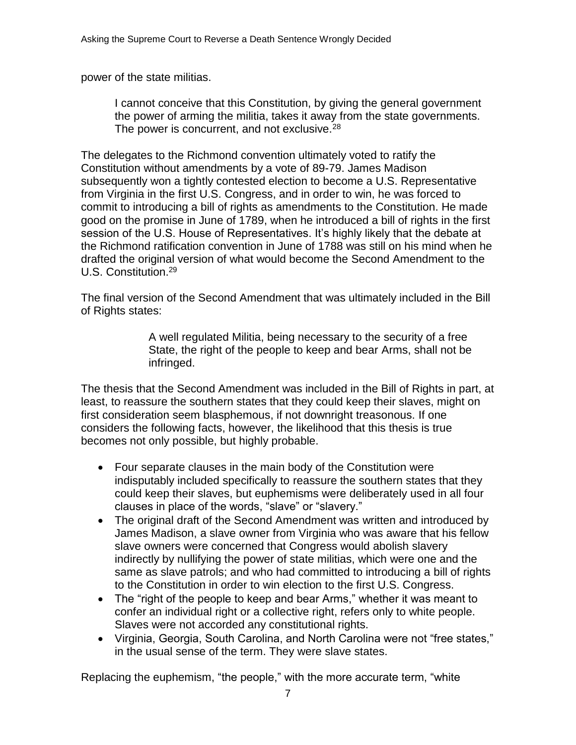power of the state militias.

> I cannot conceive that this Constitution, by giving the general government the power of arming the militia, takes it away from the state governments. The power is concurrent, and not exclusive.[28]

The delegates to the Richmond convention ultimately voted to ratify the Constitution without amendments by a vote of 89-79. James Madison subsequently won a tightly contested election to become a U.S. Representative from Virginia in the first U.S. Congress, and in order to win, he was forced to commit to introducing a bill of rights as amendments to the Constitution. He made good on the promise in June of 1789, when he introduced a bill of rights in the first session of the U.S. House of Representatives. It's highly likely that the debate at the Richmond ratification convention in June of 1788 was still on his mind when he drafted the original version of what would become the Second Amendment to the U.S. Constitution.[29]

The final version of the Second Amendment that was ultimately included in the Bill of Rights states:

> A well regulated Militia, being necessary to the security of a free State, the right of the people to keep and bear Arms, shall not be infringed.

The thesis that the Second Amendment was included in the Bill of Rights in part, at least, to reassure the southern states that they could keep their slaves, might on first consideration seem blasphemous, if not downright treasonous. If one considers the following facts, however, the likelihood that this thesis is true becomes not only possible, but highly probable.

- Four separate clauses in the main body of the Constitution were indisputably included specifically to reassure the southern states that they could keep their slaves, but euphemisms were deliberately used in all four clauses in place of the words, "slave" or "slavery."
- The original draft of the Second Amendment was written and introduced by James Madison, a slave owner from Virginia who was aware that his fellow slave owners were concerned that Congress would abolish slavery indirectly by nullifying the power of state militias, which were one and the same as slave patrols; and who had committed to introducing a bill of rights to the Constitution in order to win election to the first U.S. Congress.
- The "right of the people to keep and bear Arms," whether it was meant to confer an individual right or a collective right, refers only to white people. Slaves were not accorded any constitutional rights.
- Virginia, Georgia, South Carolina, and North Carolina were not "free states," in the usual sense of the term. They were slave states.

Replacing the euphemism, "the people," with the more accurate term, "white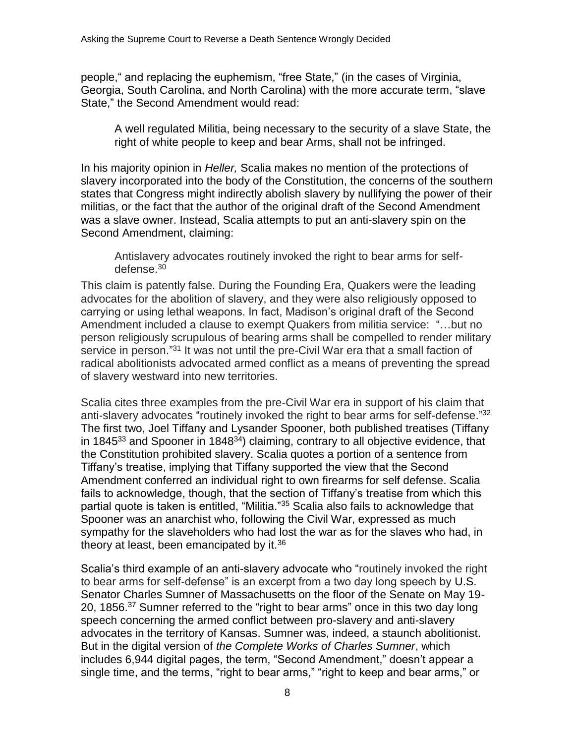people," and replacing the euphemism, "free State," (in the cases of Virginia, Georgia, South Carolina, and North Carolina) with the more accurate term, "slave State," the Second Amendment would read:

> A well regulated Militia, being necessary to the security of a slave State, the right of white people to keep and bear Arms, shall not be infringed.

In his majority opinion in *Heller,* Scalia makes no mention of the protections of slavery incorporated into the body of the Constitution, the concerns of the southern states that Congress might indirectly abolish slavery by nullifying the power of their militias, or the fact that the author of the original draft of the Second Amendment was a slave owner. Instead, Scalia attempts to put an anti-slavery spin on the Second Amendment, claiming:

> Antislavery advocates routinely invoked the right to bear arms for self-defense.[30]

This claim is patently false. During the Founding Era, Quakers were the leading advocates for the abolition of slavery, and they were also religiously opposed to carrying or using lethal weapons. In fact, Madison's original draft of the Second Amendment included a clause to exempt Quakers from militia service: "…but no person religiously scrupulous of bearing arms shall be compelled to render military service in person."[31] It was not until the pre-Civil War era that a small faction of radical abolitionists advocated armed conflict as a means of preventing the spread of slavery westward into new territories.

Scalia cites three examples from the pre-Civil War era in support of his claim that anti-slavery advocates "routinely invoked the right to bear arms for self-defense."[32] The first two, Joel Tiffany and Lysander Spooner, both published treatises (Tiffany in 1845[33] and Spooner in 1848[34]) claiming, contrary to all objective evidence, that the Constitution prohibited slavery. Scalia quotes a portion of a sentence from Tiffany's treatise, implying that Tiffany supported the view that the Second Amendment conferred an individual right to own firearms for self defense. Scalia fails to acknowledge, though, that the section of Tiffany's treatise from which this partial quote is taken is entitled, "Militia."[35] Scalia also fails to acknowledge that Spooner was an anarchist who, following the Civil War, expressed as much sympathy for the slaveholders who had lost the war as for the slaves who had, in theory at least, been emancipated by it.[36]

Scalia's third example of an anti-slavery advocate who "routinely invoked the right to bear arms for self-defense" is an excerpt from a two day long speech by U.S. Senator Charles Sumner of Massachusetts on the floor of the Senate on May 19-20, 1856.[37] Sumner referred to the "right to bear arms" once in this two day long speech concerning the armed conflict between pro-slavery and anti-slavery advocates in the territory of Kansas. Sumner was, indeed, a staunch abolitionist. But in the digital version of *the Complete Works of Charles Sumner*, which includes 6,944 digital pages, the term, "Second Amendment," doesn't appear a single time, and the terms, "right to bear arms," "right to keep and bear arms," or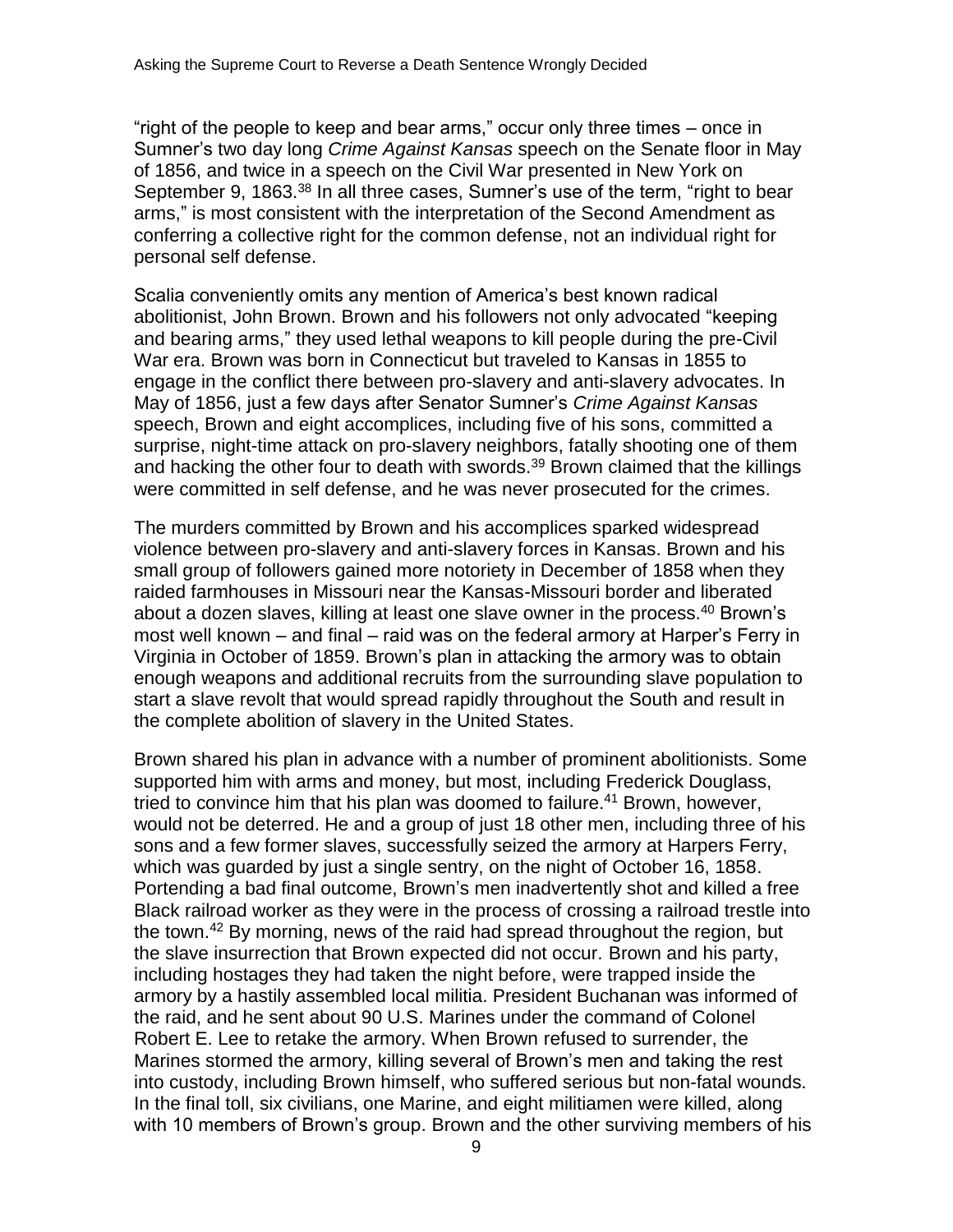"right of the people to keep and bear arms," occur only three times – once in Sumner's two day long *Crime Against Kansas* speech on the Senate floor in May of 1856, and twice in a speech on the Civil War presented in New York on September 9, 1863.[38] In all three cases, Sumner's use of the term, "right to bear arms," is most consistent with the interpretation of the Second Amendment as conferring a collective right for the common defense, not an individual right for personal self defense.

Scalia conveniently omits any mention of America's best known radical abolitionist, John Brown. Brown and his followers not only advocated "keeping and bearing arms," they used lethal weapons to kill people during the pre-Civil War era. Brown was born in Connecticut but traveled to Kansas in 1855 to engage in the conflict there between pro-slavery and anti-slavery advocates. In May of 1856, just a few days after Senator Sumner's *Crime Against Kansas* speech, Brown and eight accomplices, including five of his sons, committed a surprise, night-time attack on pro-slavery neighbors, fatally shooting one of them and hacking the other four to death with swords.[39] Brown claimed that the killings were committed in self defense, and he was never prosecuted for the crimes.

The murders committed by Brown and his accomplices sparked widespread violence between pro-slavery and anti-slavery forces in Kansas. Brown and his small group of followers gained more notoriety in December of 1858 when they raided farmhouses in Missouri near the Kansas-Missouri border and liberated about a dozen slaves, killing at least one slave owner in the process.[40] Brown's most well known – and final – raid was on the federal armory at Harper's Ferry in Virginia in October of 1859. Brown's plan in attacking the armory was to obtain enough weapons and additional recruits from the surrounding slave population to start a slave revolt that would spread rapidly throughout the South and result in the complete abolition of slavery in the United States.

Brown shared his plan in advance with a number of prominent abolitionists. Some supported him with arms and money, but most, including Frederick Douglass, tried to convince him that his plan was doomed to failure.[41] Brown, however, would not be deterred. He and a group of just 18 other men, including three of his sons and a few former slaves, successfully seized the armory at Harpers Ferry, which was guarded by just a single sentry, on the night of October 16, 1858. Portending a bad final outcome, Brown's men inadvertently shot and killed a free Black railroad worker as they were in the process of crossing a railroad trestle into the town.[42] By morning, news of the raid had spread throughout the region, but the slave insurrection that Brown expected did not occur. Brown and his party, including hostages they had taken the night before, were trapped inside the armory by a hastily assembled local militia. President Buchanan was informed of the raid, and he sent about 90 U.S. Marines under the command of Colonel Robert E. Lee to retake the armory. When Brown refused to surrender, the Marines stormed the armory, killing several of Brown's men and taking the rest into custody, including Brown himself, who suffered serious but non-fatal wounds. In the final toll, six civilians, one Marine, and eight militiamen were killed, along with 10 members of Brown's group. Brown and the other surviving members of his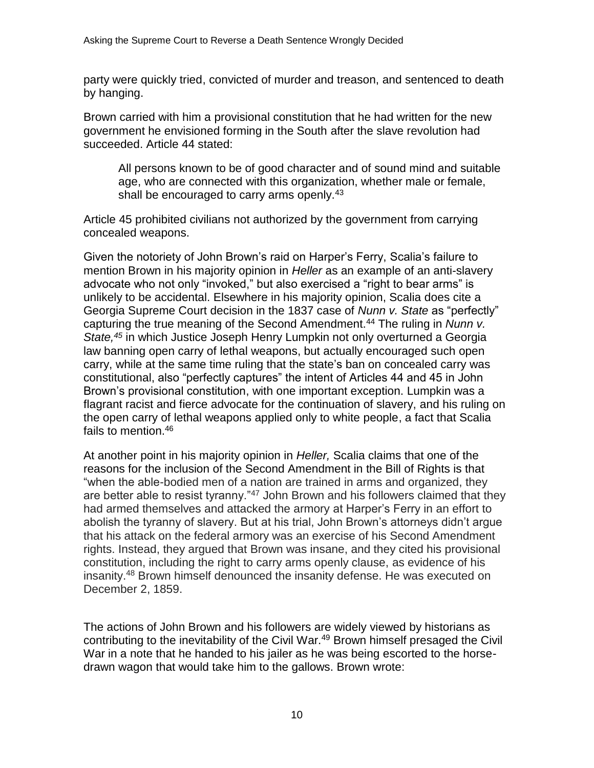party were quickly tried, convicted of murder and treason, and sentenced to death by hanging.

Brown carried with him a provisional constitution that he had written for the new government he envisioned forming in the South after the slave revolution had succeeded. Article 44 stated:

> All persons known to be of good character and of sound mind and suitable age, who are connected with this organization, whether male or female, shall be encouraged to carry arms openly.[43]

Article 45 prohibited civilians not authorized by the government from carrying concealed weapons.

Given the notoriety of John Brown's raid on Harper's Ferry, Scalia's failure to mention Brown in his majority opinion in *Heller* as an example of an anti-slavery advocate who not only "invoked," but also exercised a "right to bear arms" is unlikely to be accidental. Elsewhere in his majority opinion, Scalia does cite a Georgia Supreme Court decision in the 1837 case of *Nunn v. State* as "perfectly" capturing the true meaning of the Second Amendment.[44] The ruling in *Nunn v. State,*[45] in which Justice Joseph Henry Lumpkin not only overturned a Georgia law banning open carry of lethal weapons, but actually encouraged such open carry, while at the same time ruling that the state's ban on concealed carry was constitutional, also "perfectly captures" the intent of Articles 44 and 45 in John Brown's provisional constitution, with one important exception. Lumpkin was a flagrant racist and fierce advocate for the continuation of slavery, and his ruling on the open carry of lethal weapons applied only to white people, a fact that Scalia fails to mention.[46]

At another point in his majority opinion in *Heller,* Scalia claims that one of the reasons for the inclusion of the Second Amendment in the Bill of Rights is that "when the able-bodied men of a nation are trained in arms and organized, they are better able to resist tyranny."[47] John Brown and his followers claimed that they had armed themselves and attacked the armory at Harper's Ferry in an effort to abolish the tyranny of slavery. But at his trial, John Brown's attorneys didn't argue that his attack on the federal armory was an exercise of his Second Amendment rights. Instead, they argued that Brown was insane, and they cited his provisional constitution, including the right to carry arms openly clause, as evidence of his insanity.[48] Brown himself denounced the insanity defense. He was executed on December 2, 1859.

The actions of John Brown and his followers are widely viewed by historians as contributing to the inevitability of the Civil War.[49] Brown himself presaged the Civil War in a note that he handed to his jailer as he was being escorted to the horse-drawn wagon that would take him to the gallows. Brown wrote: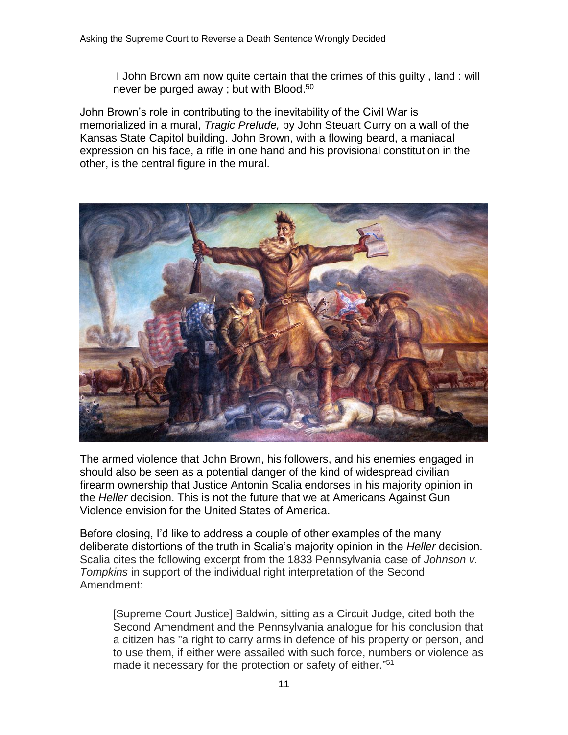> I John Brown am now quite certain that the crimes of this guilty , land : will never be purged away ; but with Blood.[50]

John Brown's role in contributing to the inevitability of the Civil War is memorialized in a mural, *Tragic Prelude,* by John Steuart Curry on a wall of the Kansas State Capitol building. John Brown, with a flowing beard, a maniacal expression on his face, a rifle in one hand and his provisional constitution in the other, is the central figure in the mural.

The armed violence that John Brown, his followers, and his enemies engaged in should also be seen as a potential danger of the kind of widespread civilian firearm ownership that Justice Antonin Scalia endorses in his majority opinion in the *Heller* decision. This is not the future that we at Americans Against Gun Violence envision for the United States of America.

Before closing, I'd like to address a couple of other examples of the many deliberate distortions of the truth in Scalia's majority opinion in the *Heller* decision. Scalia cites the following excerpt from the 1833 Pennsylvania case of *Johnson v. Tompkins* in support of the individual right interpretation of the Second Amendment:

> [Supreme Court Justice] Baldwin, sitting as a Circuit Judge, cited both the Second Amendment and the Pennsylvania analogue for his conclusion that a citizen has "a right to carry arms in defence of his property or person, and to use them, if either were assailed with such force, numbers or violence as made it necessary for the protection or safety of either."[51]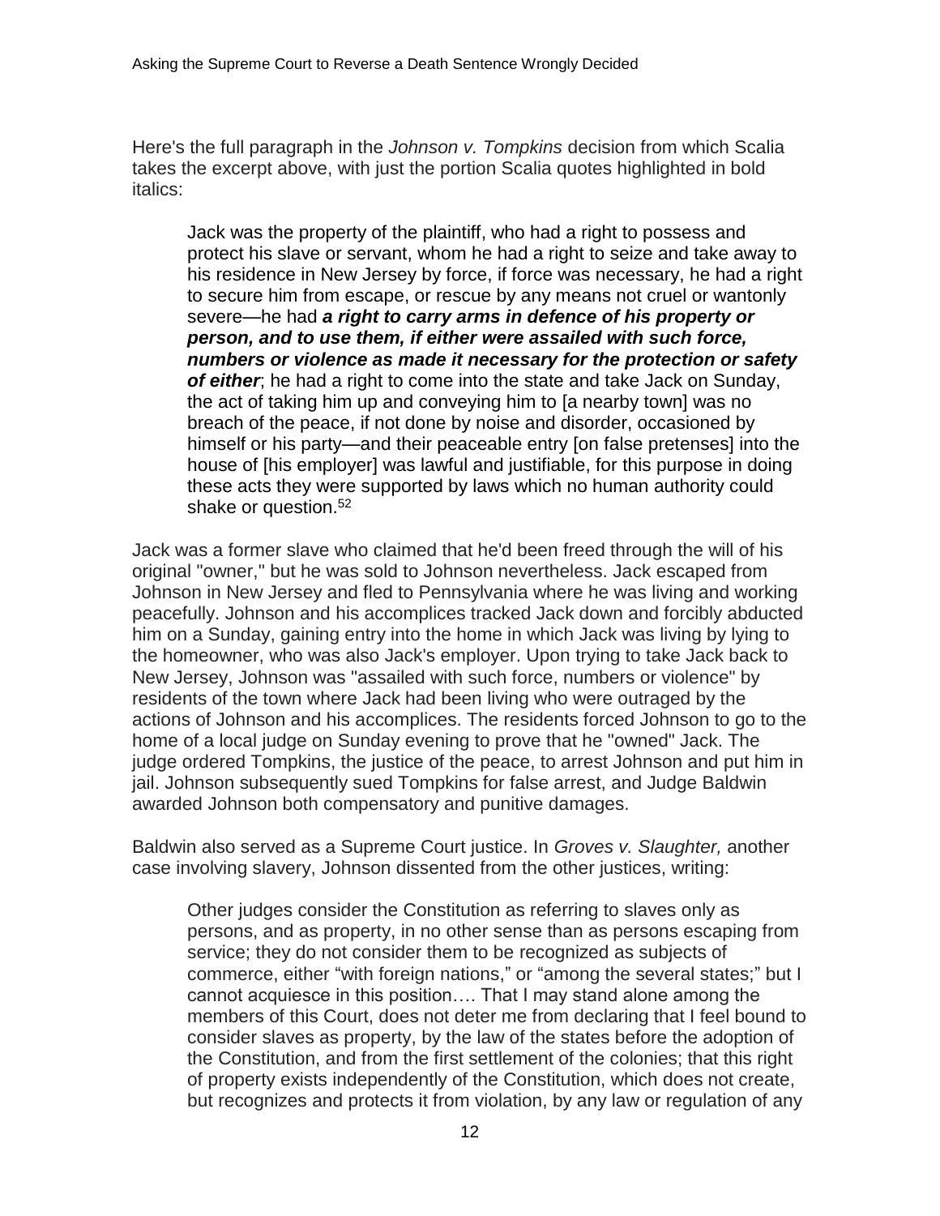Here's the full paragraph in the *Johnson v. Tompkins* decision from which Scalia takes the excerpt above, with just the portion Scalia quotes highlighted in bold italics:

> Jack was the property of the plaintiff, who had a right to possess and protect his slave or servant, whom he had a right to seize and take away to his residence in New Jersey by force, if force was necessary, he had a right to secure him from escape, or rescue by any means not cruel or wantonly severe—he had ***a right to carry arms in defence of his property or person, and to use them, if either were assailed with such force, numbers or violence as made it necessary for the protection or safety of either***; he had a right to come into the state and take Jack on Sunday, the act of taking him up and conveying him to [a nearby town] was no breach of the peace, if not done by noise and disorder, occasioned by himself or his party—and their peaceable entry [on false pretenses] into the house of [his employer] was lawful and justifiable, for this purpose in doing these acts they were supported by laws which no human authority could shake or question.[52]

Jack was a former slave who claimed that he'd been freed through the will of his original "owner," but he was sold to Johnson nevertheless. Jack escaped from Johnson in New Jersey and fled to Pennsylvania where he was living and working peacefully. Johnson and his accomplices tracked Jack down and forcibly abducted him on a Sunday, gaining entry into the home in which Jack was living by lying to the homeowner, who was also Jack's employer. Upon trying to take Jack back to New Jersey, Johnson was "assailed with such force, numbers or violence" by residents of the town where Jack had been living who were outraged by the actions of Johnson and his accomplices. The residents forced Johnson to go to the home of a local judge on Sunday evening to prove that he "owned" Jack. The judge ordered Tompkins, the justice of the peace, to arrest Johnson and put him in jail. Johnson subsequently sued Tompkins for false arrest, and Judge Baldwin awarded Johnson both compensatory and punitive damages.

Baldwin also served as a Supreme Court justice. In *Groves v. Slaughter,* another case involving slavery, Johnson dissented from the other justices, writing:

> Other judges consider the Constitution as referring to slaves only as persons, and as property, in no other sense than as persons escaping from service; they do not consider them to be recognized as subjects of commerce, either "with foreign nations," or "among the several states;" but I cannot acquiesce in this position…. That I may stand alone among the members of this Court, does not deter me from declaring that I feel bound to consider slaves as property, by the law of the states before the adoption of the Constitution, and from the first settlement of the colonies; that this right of property exists independently of the Constitution, which does not create, but recognizes and protects it from violation, by any law or regulation of any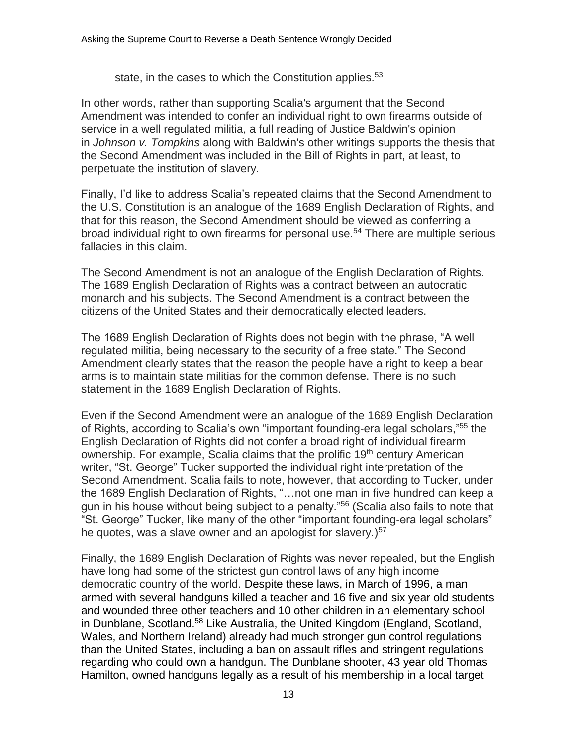state, in the cases to which the Constitution applies.[53]

In other words, rather than supporting Scalia's argument that the Second Amendment was intended to confer an individual right to own firearms outside of service in a well regulated militia, a full reading of Justice Baldwin's opinion in *Johnson v. Tompkins* along with Baldwin's other writings supports the thesis that the Second Amendment was included in the Bill of Rights in part, at least, to perpetuate the institution of slavery.

Finally, I'd like to address Scalia's repeated claims that the Second Amendment to the U.S. Constitution is an analogue of the 1689 English Declaration of Rights, and that for this reason, the Second Amendment should be viewed as conferring a broad individual right to own firearms for personal use.[54] There are multiple serious fallacies in this claim.

The Second Amendment is not an analogue of the English Declaration of Rights. The 1689 English Declaration of Rights was a contract between an autocratic monarch and his subjects. The Second Amendment is a contract between the citizens of the United States and their democratically elected leaders.

The 1689 English Declaration of Rights does not begin with the phrase, "A well regulated militia, being necessary to the security of a free state." The Second Amendment clearly states that the reason the people have a right to keep a bear arms is to maintain state militias for the common defense. There is no such statement in the 1689 English Declaration of Rights.

Even if the Second Amendment were an analogue of the 1689 English Declaration of Rights, according to Scalia's own "important founding-era legal scholars,"[55] the English Declaration of Rights did not confer a broad right of individual firearm ownership. For example, Scalia claims that the prolific 19th century American writer, "St. George" Tucker supported the individual right interpretation of the Second Amendment. Scalia fails to note, however, that according to Tucker, under the 1689 English Declaration of Rights, "…not one man in five hundred can keep a gun in his house without being subject to a penalty."[56] (Scalia also fails to note that "St. George" Tucker, like many of the other "important founding-era legal scholars" he quotes, was a slave owner and an apologist for slavery.)[57]

Finally, the 1689 English Declaration of Rights was never repealed, but the English have long had some of the strictest gun control laws of any high income democratic country of the world. Despite these laws, in March of 1996, a man armed with several handguns killed a teacher and 16 five and six year old students and wounded three other teachers and 10 other children in an elementary school in Dunblane, Scotland.[58] Like Australia, the United Kingdom (England, Scotland, Wales, and Northern Ireland) already had much stronger gun control regulations than the United States, including a ban on assault rifles and stringent regulations regarding who could own a handgun. The Dunblane shooter, 43 year old Thomas Hamilton, owned handguns legally as a result of his membership in a local target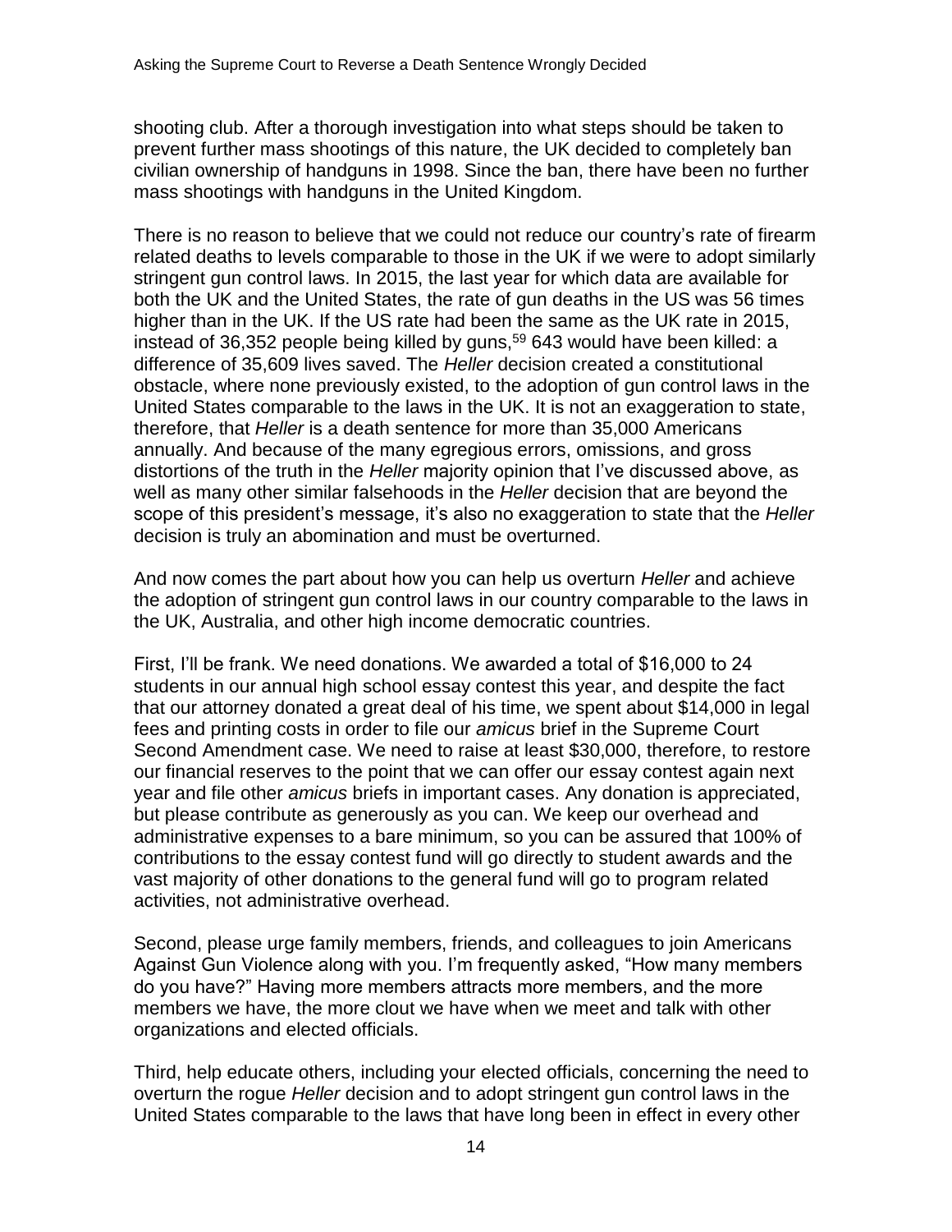shooting club. After a thorough investigation into what steps should be taken to prevent further mass shootings of this nature, the UK decided to completely ban civilian ownership of handguns in 1998. Since the ban, there have been no further mass shootings with handguns in the United Kingdom.

There is no reason to believe that we could not reduce our country's rate of firearm related deaths to levels comparable to those in the UK if we were to adopt similarly stringent gun control laws. In 2015, the last year for which data are available for both the UK and the United States, the rate of gun deaths in the US was 56 times higher than in the UK. If the US rate had been the same as the UK rate in 2015, instead of 36,352 people being killed by guns,[59] 643 would have been killed: a difference of 35,609 lives saved. The *Heller* decision created a constitutional obstacle, where none previously existed, to the adoption of gun control laws in the United States comparable to the laws in the UK. It is not an exaggeration to state, therefore, that *Heller* is a death sentence for more than 35,000 Americans annually. And because of the many egregious errors, omissions, and gross distortions of the truth in the *Heller* majority opinion that I've discussed above, as well as many other similar falsehoods in the *Heller* decision that are beyond the scope of this president's message, it's also no exaggeration to state that the *Heller* decision is truly an abomination and must be overturned.

And now comes the part about how you can help us overturn *Heller* and achieve the adoption of stringent gun control laws in our country comparable to the laws in the UK, Australia, and other high income democratic countries.

First, I'll be frank. We need donations. We awarded a total of $16,000 to 24 students in our annual high school essay contest this year, and despite the fact that our attorney donated a great deal of his time, we spent about $14,000 in legal fees and printing costs in order to file our *amicus* brief in the Supreme Court Second Amendment case. We need to raise at least $30,000, therefore, to restore our financial reserves to the point that we can offer our essay contest again next year and file other *amicus* briefs in important cases. Any donation is appreciated, but please contribute as generously as you can. We keep our overhead and administrative expenses to a bare minimum, so you can be assured that 100% of contributions to the essay contest fund will go directly to student awards and the vast majority of other donations to the general fund will go to program related activities, not administrative overhead.

Second, please urge family members, friends, and colleagues to join Americans Against Gun Violence along with you. I'm frequently asked, "How many members do you have?" Having more members attracts more members, and the more members we have, the more clout we have when we meet and talk with other organizations and elected officials.

Third, help educate others, including your elected officials, concerning the need to overturn the rogue *Heller* decision and to adopt stringent gun control laws in the United States comparable to the laws that have long been in effect in every other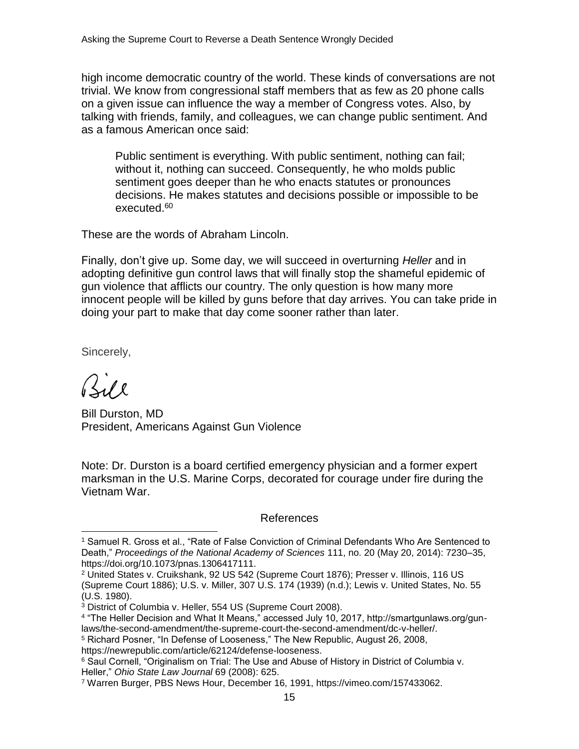high income democratic country of the world. These kinds of conversations are not trivial. We know from congressional staff members that as few as 20 phone calls on a given issue can influence the way a member of Congress votes. Also, by talking with friends, family, and colleagues, we can change public sentiment. And as a famous American once said:

> Public sentiment is everything. With public sentiment, nothing can fail; without it, nothing can succeed. Consequently, he who molds public sentiment goes deeper than he who enacts statutes or pronounces decisions. He makes statutes and decisions possible or impossible to be executed.[60]

These are the words of Abraham Lincoln.

Finally, don't give up. Some day, we will succeed in overturning *Heller* and in adopting definitive gun control laws that will finally stop the shameful epidemic of gun violence that afflicts our country. The only question is how many more innocent people will be killed by guns before that day arrives. You can take pride in doing your part to make that day come sooner rather than later.

Sincerely,

Bill

Bill Durston, MD
President, Americans Against Gun Violence

Note: Dr. Durston is a board certified emergency physician and a former expert marksman in the U.S. Marine Corps, decorated for courage under fire during the Vietnam War.

## References

[1] Samuel R. Gross et al., "Rate of False Conviction of Criminal Defendants Who Are Sentenced to Death," *Proceedings of the National Academy of Sciences* 111, no. 20 (May 20, 2014): 7230–35, https://doi.org/10.1073/pnas.1306417111.

[2] United States v. Cruikshank, 92 US 542 (Supreme Court 1876); Presser v. Illinois, 116 US (Supreme Court 1886); U.S. v. Miller, 307 U.S. 174 (1939) (n.d.); Lewis v. United States, No. 55 (U.S. 1980).

[3] District of Columbia v. Heller, 554 US (Supreme Court 2008).

[4] "The Heller Decision and What It Means," accessed July 10, 2017, http://smartgunlaws.org/gun-laws/the-second-amendment/the-supreme-court-the-second-amendment/dc-v-heller/.

[5] Richard Posner, "In Defense of Looseness," The New Republic, August 26, 2008, https://newrepublic.com/article/62124/defense-looseness.

[6] Saul Cornell, "Originalism on Trial: The Use and Abuse of History in District of Columbia v. Heller," *Ohio State Law Journal* 69 (2008): 625.

[7] Warren Burger, PBS News Hour, December 16, 1991, https://vimeo.com/157433062.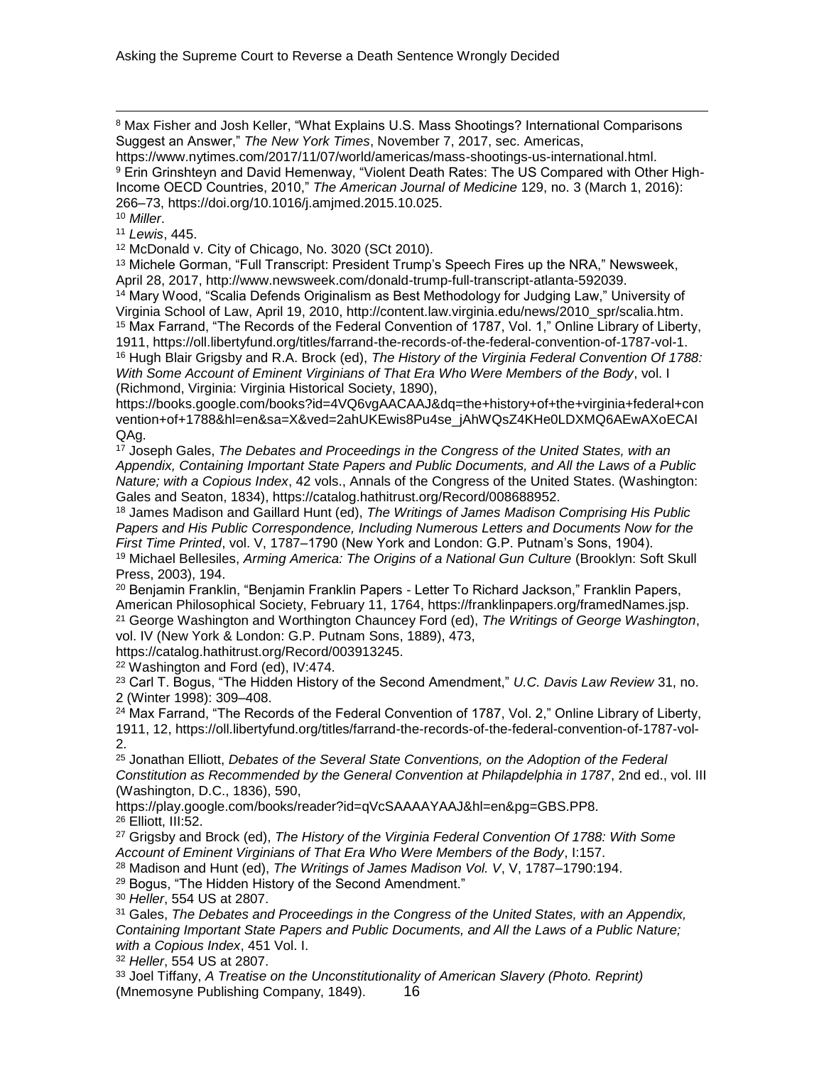[8] Max Fisher and Josh Keller, "What Explains U.S. Mass Shootings? International Comparisons Suggest an Answer," *The New York Times*, November 7, 2017, sec. Americas, https://www.nytimes.com/2017/11/07/world/americas/mass-shootings-us-international.html.

[9] Erin Grinshteyn and David Hemenway, "Violent Death Rates: The US Compared with Other High-Income OECD Countries, 2010," *The American Journal of Medicine* 129, no. 3 (March 1, 2016): 266–73, https://doi.org/10.1016/j.amjmed.2015.10.025.

[10] *Miller*.

[11] *Lewis*, 445.

[12] McDonald v. City of Chicago, No. 3020 (SCt 2010).

[13] Michele Gorman, "Full Transcript: President Trump's Speech Fires up the NRA," Newsweek, April 28, 2017, http://www.newsweek.com/donald-trump-full-transcript-atlanta-592039.

[14] Mary Wood, "Scalia Defends Originalism as Best Methodology for Judging Law," University of Virginia School of Law, April 19, 2010, http://content.law.virginia.edu/news/2010_spr/scalia.htm.

[15] Max Farrand, "The Records of the Federal Convention of 1787, Vol. 1," Online Library of Liberty, 1911, https://oll.libertyfund.org/titles/farrand-the-records-of-the-federal-convention-of-1787-vol-1.

[16] Hugh Blair Grigsby and R.A. Brock (ed), *The History of the Virginia Federal Convention Of 1788: With Some Account of Eminent Virginians of That Era Who Were Members of the Body*, vol. I (Richmond, Virginia: Virginia Historical Society, 1890), https://books.google.com/books?id=4VQ6vgAACAAJ&dq=the+history+of+the+virginia+federal+convention+of+1788&hl=en&sa=X&ved=2ahUKEwis8Pu4se_jAhWQsZ4KHe0LDXMQ6AEwAXoECAIQAg.

[17] Joseph Gales, *The Debates and Proceedings in the Congress of the United States, with an Appendix, Containing Important State Papers and Public Documents, and All the Laws of a Public Nature; with a Copious Index*, 42 vols., Annals of the Congress of the United States. (Washington: Gales and Seaton, 1834), https://catalog.hathitrust.org/Record/008688952.

[18] James Madison and Gaillard Hunt (ed), *The Writings of James Madison Comprising His Public Papers and His Public Correspondence, Including Numerous Letters and Documents Now for the First Time Printed*, vol. V, 1787–1790 (New York and London: G.P. Putnam's Sons, 1904).

[19] Michael Bellesiles, *Arming America: The Origins of a National Gun Culture* (Brooklyn: Soft Skull Press, 2003), 194.

[20] Benjamin Franklin, "Benjamin Franklin Papers - Letter To Richard Jackson," Franklin Papers, American Philosophical Society, February 11, 1764, https://franklinpapers.org/framedNames.jsp.

[21] George Washington and Worthington Chauncey Ford (ed), *The Writings of George Washington*, vol. IV (New York & London: G.P. Putnam Sons, 1889), 473, https://catalog.hathitrust.org/Record/003913245.

[22] Washington and Ford (ed), IV:474.

[23] Carl T. Bogus, "The Hidden History of the Second Amendment," *U.C. Davis Law Review* 31, no. 2 (Winter 1998): 309–408.

[24] Max Farrand, "The Records of the Federal Convention of 1787, Vol. 2," Online Library of Liberty, 1911, 12, https://oll.libertyfund.org/titles/farrand-the-records-of-the-federal-convention-of-1787-vol-2.

[25] Jonathan Elliott, *Debates of the Several State Conventions, on the Adoption of the Federal Constitution as Recommended by the General Convention at Philapdelphia in 1787*, 2nd ed., vol. III (Washington, D.C., 1836), 590, https://play.google.com/books/reader?id=qVcSAAAAYAAJ&hl=en&pg=GBS.PP8.

[26] Elliott, III:52.

[27] Grigsby and Brock (ed), *The History of the Virginia Federal Convention Of 1788: With Some Account of Eminent Virginians of That Era Who Were Members of the Body*, I:157.

[28] Madison and Hunt (ed), *The Writings of James Madison Vol. V*, V, 1787–1790:194.

[29] Bogus, "The Hidden History of the Second Amendment."

[30] *Heller*, 554 US at 2807.

[31] Gales, *The Debates and Proceedings in the Congress of the United States, with an Appendix, Containing Important State Papers and Public Documents, and All the Laws of a Public Nature; with a Copious Index*, 451 Vol. I.

[32] *Heller*, 554 US at 2807.

[33] Joel Tiffany, *A Treatise on the Unconstitutionality of American Slavery (Photo. Reprint)* (Mnemosyne Publishing Company, 1849).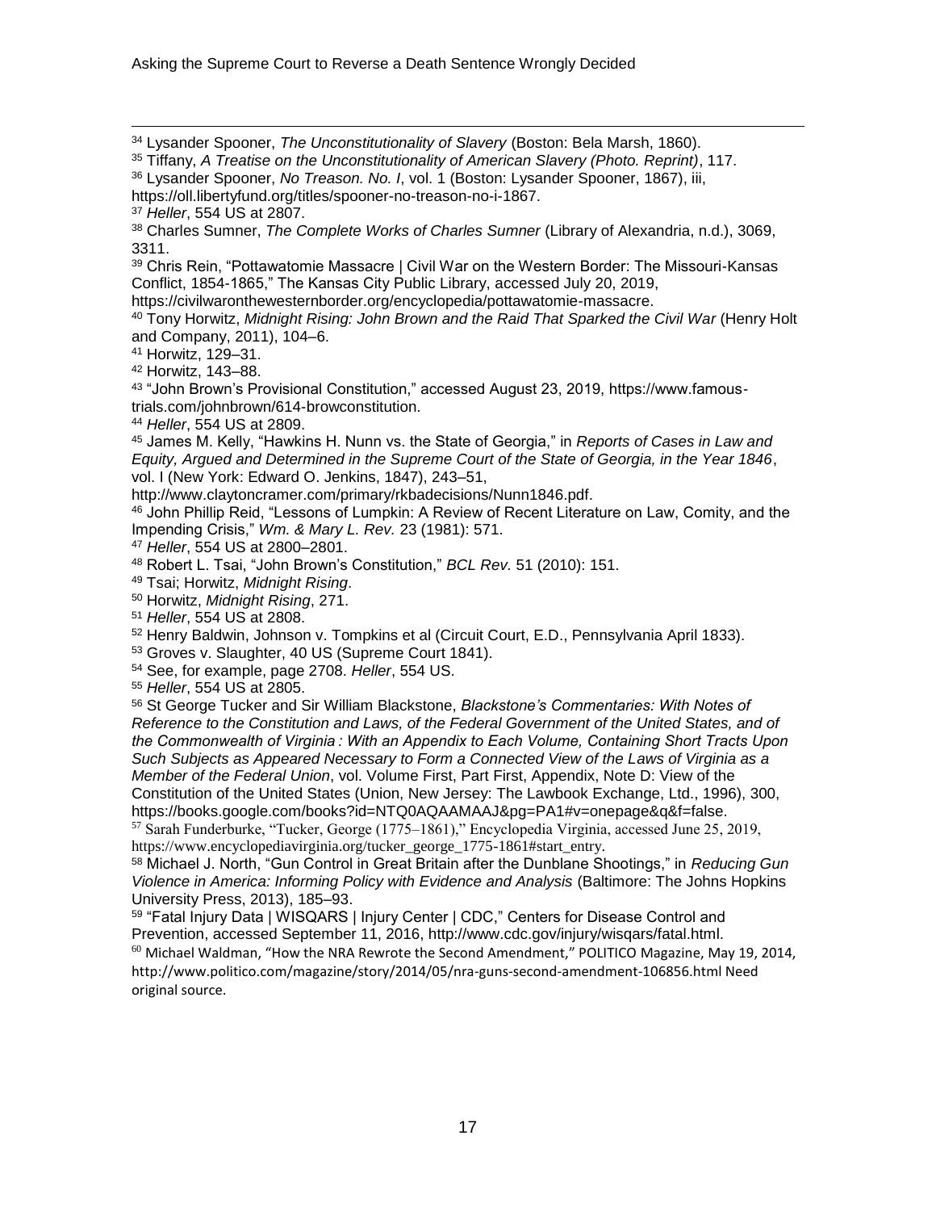[34] Lysander Spooner, *The Unconstitutionality of Slavery* (Boston: Bela Marsh, 1860).

[35] Tiffany, *A Treatise on the Unconstitutionality of American Slavery (Photo. Reprint)*, 117.

[36] Lysander Spooner, *No Treason. No. I*, vol. 1 (Boston: Lysander Spooner, 1867), iii, https://oll.libertyfund.org/titles/spooner-no-treason-no-i-1867.

[37] *Heller*, 554 US at 2807.

[38] Charles Sumner, *The Complete Works of Charles Sumner* (Library of Alexandria, n.d.), 3069, 3311.

[39] Chris Rein, "Pottawatomie Massacre | Civil War on the Western Border: The Missouri-Kansas Conflict, 1854-1865," The Kansas City Public Library, accessed July 20, 2019, https://civilwaronthewesternborder.org/encyclopedia/pottawatomie-massacre.

[40] Tony Horwitz, *Midnight Rising: John Brown and the Raid That Sparked the Civil War* (Henry Holt and Company, 2011), 104–6.

[41] Horwitz, 129–31.

[42] Horwitz, 143–88.

[43] "John Brown's Provisional Constitution," accessed August 23, 2019, https://www.famous-trials.com/johnbrown/614-browconstitution.

[44] *Heller*, 554 US at 2809.

[45] James M. Kelly, "Hawkins H. Nunn vs. the State of Georgia," in *Reports of Cases in Law and Equity, Argued and Determined in the Supreme Court of the State of Georgia, in the Year 1846*, vol. I (New York: Edward O. Jenkins, 1847), 243–51, http://www.claytoncramer.com/primary/rkbadecisions/Nunn1846.pdf.

[46] John Phillip Reid, "Lessons of Lumpkin: A Review of Recent Literature on Law, Comity, and the Impending Crisis," *Wm. & Mary L. Rev.* 23 (1981): 571.

[47] *Heller*, 554 US at 2800–2801.

[48] Robert L. Tsai, "John Brown's Constitution," *BCL Rev.* 51 (2010): 151.

[49] Tsai; Horwitz, *Midnight Rising*.

[50] Horwitz, *Midnight Rising*, 271.

[51] *Heller*, 554 US at 2808.

[52] Henry Baldwin, Johnson v. Tompkins et al (Circuit Court, E.D., Pennsylvania April 1833).

[53] Groves v. Slaughter, 40 US (Supreme Court 1841).

[54] See, for example, page 2708. *Heller*, 554 US.

[55] *Heller*, 554 US at 2805.

[56] St George Tucker and Sir William Blackstone, *Blackstone's Commentaries: With Notes of Reference to the Constitution and Laws, of the Federal Government of the United States, and of the Commonwealth of Virginia : With an Appendix to Each Volume, Containing Short Tracts Upon Such Subjects as Appeared Necessary to Form a Connected View of the Laws of Virginia as a Member of the Federal Union*, vol. Volume First, Part First, Appendix, Note D: View of the Constitution of the United States (Union, New Jersey: The Lawbook Exchange, Ltd., 1996), 300, https://books.google.com/books?id=NTQ0AQAAMAAJ&pg=PA1#v=onepage&q&f=false.

[57] Sarah Funderburke, "Tucker, George (1775–1861)," Encyclopedia Virginia, accessed June 25, 2019, https://www.encyclopediavirginia.org/tucker_george_1775-1861#start_entry.

[58] Michael J. North, "Gun Control in Great Britain after the Dunblane Shootings," in *Reducing Gun Violence in America: Informing Policy with Evidence and Analysis* (Baltimore: The Johns Hopkins University Press, 2013), 185–93.

[59] "Fatal Injury Data | WISQARS | Injury Center | CDC," Centers for Disease Control and Prevention, accessed September 11, 2016, http://www.cdc.gov/injury/wisqars/fatal.html.

[60] Michael Waldman, "How the NRA Rewrote the Second Amendment," POLITICO Magazine, May 19, 2014, http://www.politico.com/magazine/story/2014/05/nra-guns-second-amendment-106856.html Need original source.